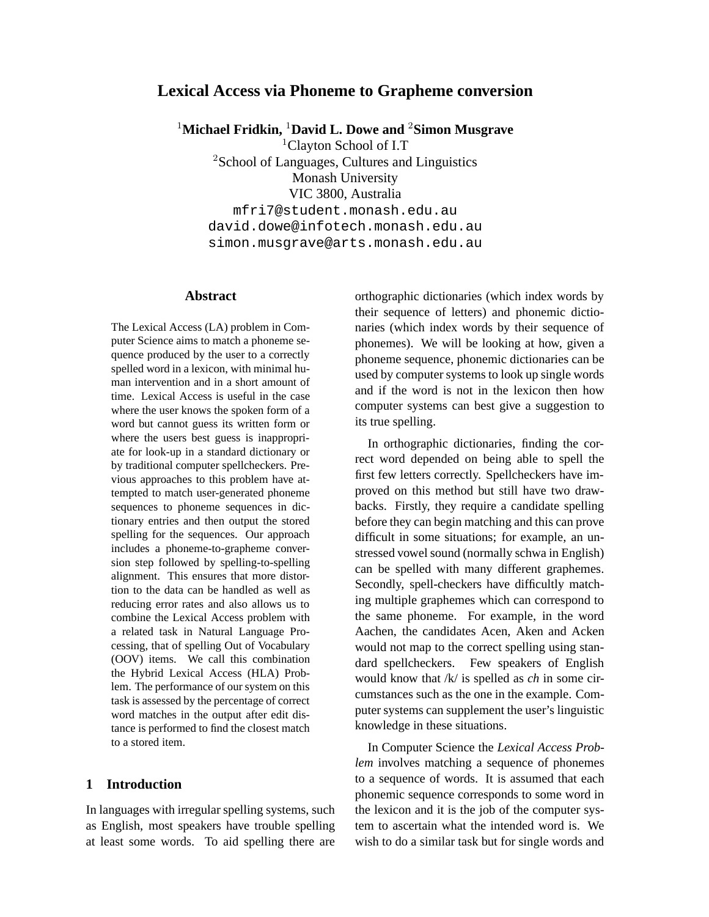# Lexical Access via Phoneme to Grapheme conversion

[1]**Michael Fridkin,** [1]**David L. Dowe and** [2]**Simon Musgrave**

[1]Clayton School of I.T
[2]School of Languages, Cultures and Linguistics
Monash University
VIC 3800, Australia
mfri7@student.monash.edu.au
david.dowe@infotech.monash.edu.au
simon.musgrave@arts.monash.edu.au

## Abstract

The Lexical Access (LA) problem in Computer Science aims to match a phoneme sequence produced by the user to a correctly spelled word in a lexicon, with minimal human intervention and in a short amount of time. Lexical Access is useful in the case where the user knows the spoken form of a word but cannot guess its written form or where the users best guess is inappropriate for look-up in a standard dictionary or by traditional computer spellcheckers. Previous approaches to this problem have attempted to match user-generated phoneme sequences to phoneme sequences in dictionary entries and then output the stored spelling for the sequences. Our approach includes a phoneme-to-grapheme conversion step followed by spelling-to-spelling alignment. This ensures that more distortion to the data can be handled as well as reducing error rates and also allows us to combine the Lexical Access problem with a related task in Natural Language Processing, that of spelling Out of Vocabulary (OOV) items. We call this combination the Hybrid Lexical Access (HLA) Problem. The performance of our system on this task is assessed by the percentage of correct word matches in the output after edit distance is performed to find the closest match to a stored item.

## 1 Introduction

In languages with irregular spelling systems, such as English, most speakers have trouble spelling at least some words. To aid spelling there are orthographic dictionaries (which index words by their sequence of letters) and phonemic dictionaries (which index words by their sequence of phonemes). We will be looking at how, given a phoneme sequence, phonemic dictionaries can be used by computer systems to look up single words and if the word is not in the lexicon then how computer systems can best give a suggestion to its true spelling.

In orthographic dictionaries, finding the correct word depended on being able to spell the first few letters correctly. Spellcheckers have improved on this method but still have two drawbacks. Firstly, they require a candidate spelling before they can begin matching and this can prove difficult in some situations; for example, an unstressed vowel sound (normally schwa in English) can be spelled with many different graphemes. Secondly, spell-checkers have difficultly matching multiple graphemes which can correspond to the same phoneme. For example, in the word Aachen, the candidates Acen, Aken and Acken would not map to the correct spelling using standard spellcheckers. Few speakers of English would know that /k/ is spelled as *ch* in some circumstances such as the one in the example. Computer systems can supplement the user's linguistic knowledge in these situations.

In Computer Science the *Lexical Access Problem* involves matching a sequence of phonemes to a sequence of words. It is assumed that each phonemic sequence corresponds to some word in the lexicon and it is the job of the computer system to ascertain what the intended word is. We wish to do a similar task but for single words and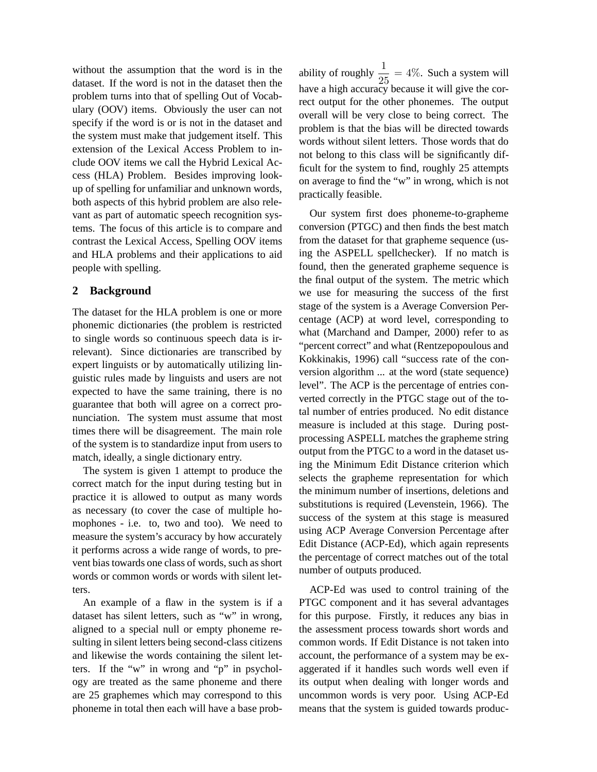without the assumption that the word is in the dataset. If the word is not in the dataset then the problem turns into that of spelling Out of Vocabulary (OOV) items. Obviously the user can not specify if the word is or is not in the dataset and the system must make that judgement itself. This extension of the Lexical Access Problem to include OOV items we call the Hybrid Lexical Access (HLA) Problem. Besides improving lookup of spelling for unfamiliar and unknown words, both aspects of this hybrid problem are also relevant as part of automatic speech recognition systems. The focus of this article is to compare and contrast the Lexical Access, Spelling OOV items and HLA problems and their applications to aid people with spelling.

## 2 Background

The dataset for the HLA problem is one or more phonemic dictionaries (the problem is restricted to single words so continuous speech data is irrelevant). Since dictionaries are transcribed by expert linguists or by automatically utilizing linguistic rules made by linguists and users are not expected to have the same training, there is no guarantee that both will agree on a correct pronunciation. The system must assume that most times there will be disagreement. The main role of the system is to standardize input from users to match, ideally, a single dictionary entry.

The system is given 1 attempt to produce the correct match for the input during testing but in practice it is allowed to output as many words as necessary (to cover the case of multiple homophones - i.e. to, two and too). We need to measure the system's accuracy by how accurately it performs across a wide range of words, to prevent bias towards one class of words, such as short words or common words or words with silent letters.

An example of a flaw in the system is if a dataset has silent letters, such as "w" in wrong, aligned to a special null or empty phoneme resulting in silent letters being second-class citizens and likewise the words containing the silent letters. If the "w" in wrong and "p" in psychology are treated as the same phoneme and there are 25 graphemes which may correspond to this phoneme in total then each will have a base probability of roughly $\frac{1}{25} = 4\%$. Such a system will have a high accuracy because it will give the correct output for the other phonemes. The output overall will be very close to being correct. The problem is that the bias will be directed towards words without silent letters. Those words that do not belong to this class will be significantly difficult for the system to find, roughly 25 attempts on average to find the "w" in wrong, which is not practically feasible.

Our system first does phoneme-to-grapheme conversion (PTGC) and then finds the best match from the dataset for that grapheme sequence (using the ASPELL spellchecker). If no match is found, then the generated grapheme sequence is the final output of the system. The metric which we use for measuring the success of the first stage of the system is a Average Conversion Percentage (ACP) at word level, corresponding to what (Marchand and Damper, 2000) refer to as "percent correct" and what (Rentzepopoulous and Kokkinakis, 1996) call "success rate of the conversion algorithm ... at the word (state sequence) level". The ACP is the percentage of entries converted correctly in the PTGC stage out of the total number of entries produced. No edit distance measure is included at this stage. During post-processing ASPELL matches the grapheme string output from the PTGC to a word in the dataset using the Minimum Edit Distance criterion which selects the grapheme representation for which the minimum number of insertions, deletions and substitutions is required (Levenstein, 1966). The success of the system at this stage is measured using ACP Average Conversion Percentage after Edit Distance (ACP-Ed), which again represents the percentage of correct matches out of the total number of outputs produced.

ACP-Ed was used to control training of the PTGC component and it has several advantages for this purpose. Firstly, it reduces any bias in the assessment process towards short words and common words. If Edit Distance is not taken into account, the performance of a system may be exaggerated if it handles such words well even if its output when dealing with longer words and uncommon words is very poor. Using ACP-Ed means that the system is guided towards produc-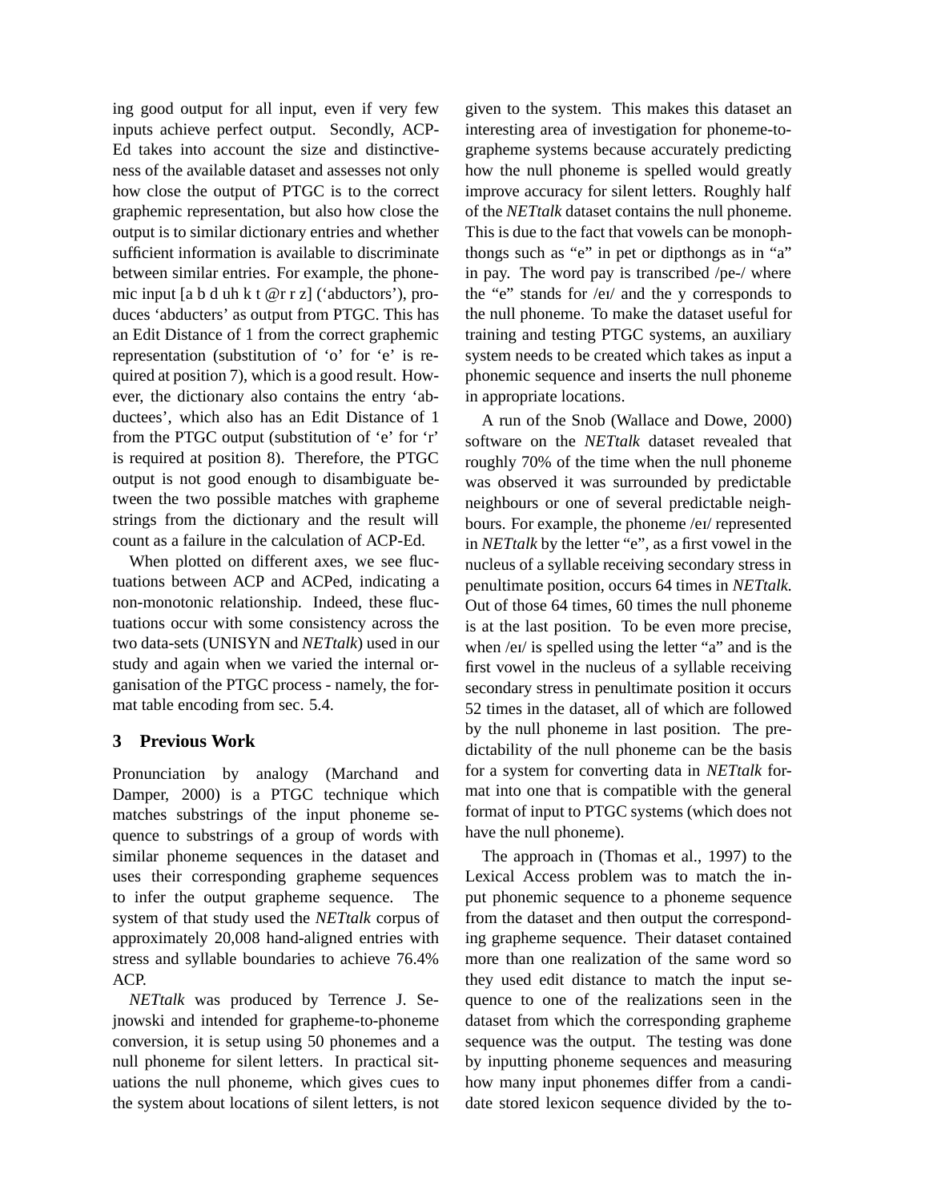ing good output for all input, even if very few inputs achieve perfect output. Secondly, ACP-Ed takes into account the size and distinctiveness of the available dataset and assesses not only how close the output of PTGC is to the correct graphemic representation, but also how close the output is to similar dictionary entries and whether sufficient information is available to discriminate between similar entries. For example, the phonemic input [a b d uh k t @r r z] ('abductors'), produces 'abducters' as output from PTGC. This has an Edit Distance of 1 from the correct graphemic representation (substitution of 'o' for 'e' is required at position 7), which is a good result. However, the dictionary also contains the entry 'abductees', which also has an Edit Distance of 1 from the PTGC output (substitution of 'e' for 'r' is required at position 8). Therefore, the PTGC output is not good enough to disambiguate between the two possible matches with grapheme strings from the dictionary and the result will count as a failure in the calculation of ACP-Ed.

When plotted on different axes, we see fluctuations between ACP and ACPed, indicating a non-monotonic relationship. Indeed, these fluctuations occur with some consistency across the two data-sets (UNISYN and *NETtalk*) used in our study and again when we varied the internal organisation of the PTGC process - namely, the format table encoding from sec. 5.4.

## 3 Previous Work

Pronunciation by analogy (Marchand and Damper, 2000) is a PTGC technique which matches substrings of the input phoneme sequence to substrings of a group of words with similar phoneme sequences in the dataset and uses their corresponding grapheme sequences to infer the output grapheme sequence. The system of that study used the *NETtalk* corpus of approximately 20,008 hand-aligned entries with stress and syllable boundaries to achieve 76.4% ACP.

*NETtalk* was produced by Terrence J. Sejnowski and intended for grapheme-to-phoneme conversion, it is setup using 50 phonemes and a null phoneme for silent letters. In practical situations the null phoneme, which gives cues to the system about locations of silent letters, is not given to the system. This makes this dataset an interesting area of investigation for phoneme-to-grapheme systems because accurately predicting how the null phoneme is spelled would greatly improve accuracy for silent letters. Roughly half of the *NETtalk* dataset contains the null phoneme. This is due to the fact that vowels can be monophthongs such as "e" in pet or dipthongs as in "a" in pay. The word pay is transcribed /pe-/ where the "e" stands for /eɪ/ and the y corresponds to the null phoneme. To make the dataset useful for training and testing PTGC systems, an auxiliary system needs to be created which takes as input a phonemic sequence and inserts the null phoneme in appropriate locations.

A run of the Snob (Wallace and Dowe, 2000) software on the *NETtalk* dataset revealed that roughly 70% of the time when the null phoneme was observed it was surrounded by predictable neighbours or one of several predictable neighbours. For example, the phoneme /eɪ/ represented in *NETtalk* by the letter "e", as a first vowel in the nucleus of a syllable receiving secondary stress in penultimate position, occurs 64 times in *NETtalk*. Out of those 64 times, 60 times the null phoneme is at the last position. To be even more precise, when /eɪ/ is spelled using the letter "a" and is the first vowel in the nucleus of a syllable receiving secondary stress in penultimate position it occurs 52 times in the dataset, all of which are followed by the null phoneme in last position. The predictability of the null phoneme can be the basis for a system for converting data in *NETtalk* format into one that is compatible with the general format of input to PTGC systems (which does not have the null phoneme).

The approach in (Thomas et al., 1997) to the Lexical Access problem was to match the input phonemic sequence to a phoneme sequence from the dataset and then output the corresponding grapheme sequence. Their dataset contained more than one realization of the same word so they used edit distance to match the input sequence to one of the realizations seen in the dataset from which the corresponding grapheme sequence was the output. The testing was done by inputting phoneme sequences and measuring how many input phonemes differ from a candidate stored lexicon sequence divided by the to-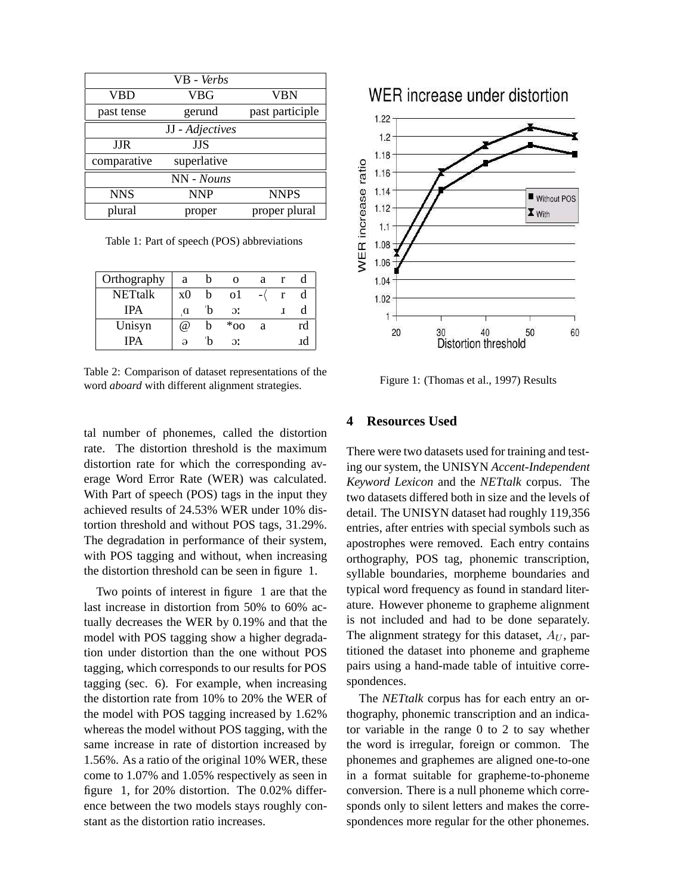| VB - *Verbs* | | |
|---|---|---|
| VBD | VBG | VBN |
| past tense | gerund | past participle |
| JJ - *Adjectives* | | |
| JJR | JJS | |
| comparative | superlative | |
| NN - *Nouns* | | |
| NNS | NNP | NNPS |
| plural | proper | proper plural |

Table 1: Part of speech (POS) abbreviations

| Orthography | a | b | o | a | r | d |
|---|---|---|---|---|---|---|
| NETtalk | x0 | b | o1 | -( | r | d |
| IPA | ˌɑ | ˈb | ɔː | | ɹ | d |
| Unisyn | @ | b | *oo | a | | rd |
| IPA | ə | ˈb | ɔː | | | ɹd |

Table 2: Comparison of dataset representations of the word *aboard* with different alignment strategies.

tal number of phonemes, called the distortion rate. The distortion threshold is the maximum distortion rate for which the corresponding average Word Error Rate (WER) was calculated. With Part of speech (POS) tags in the input they achieved results of 24.53% WER under 10% distortion threshold and without POS tags, 31.29%. The degradation in performance of their system, with POS tagging and without, when increasing the distortion threshold can be seen in figure 1.

Two points of interest in figure 1 are that the last increase in distortion from 50% to 60% actually decreases the WER by 0.19% and that the model with POS tagging show a higher degradation under distortion than the one without POS tagging, which corresponds to our results for POS tagging (sec. 6). For example, when increasing the distortion rate from 10% to 20% the WER of the model with POS tagging increased by 1.62% whereas the model without POS tagging, with the same increase in rate of distortion increased by 1.56%. As a ratio of the original 10% WER, these come to 1.07% and 1.05% respectively as seen in figure 1, for 20% distortion. The 0.02% difference between the two models stays roughly constant as the distortion ratio increases.

WER increase under distortion

WER increase ratio

1.22
1.2
1.18
1.16
1.14
1.12
1.1
1.08
1.06
1.04
1.02
1

20 30 40 50 60

Distortion threshold

Without POS
With

Figure 1: (Thomas et al., 1997) Results

## 4 Resources Used

There were two datasets used for training and testing our system, the UNISYN *Accent-Independent Keyword Lexicon* and the *NETtalk* corpus. The two datasets differed both in size and the levels of detail. The UNISYN dataset had roughly 119,356 entries, after entries with special symbols such as apostrophes were removed. Each entry contains orthography, POS tag, phonemic transcription, syllable boundaries, morpheme boundaries and typical word frequency as found in standard literature. However phoneme to grapheme alignment is not included and had to be done separately. The alignment strategy for this dataset, $A_U$, partitioned the dataset into phoneme and grapheme pairs using a hand-made table of intuitive correspondences.

The *NETtalk* corpus has for each entry an orthography, phonemic transcription and an indicator variable in the range 0 to 2 to say whether the word is irregular, foreign or common. The phonemes and graphemes are aligned one-to-one in a format suitable for grapheme-to-phoneme conversion. There is a null phoneme which corresponds only to silent letters and makes the correspondences more regular for the other phonemes.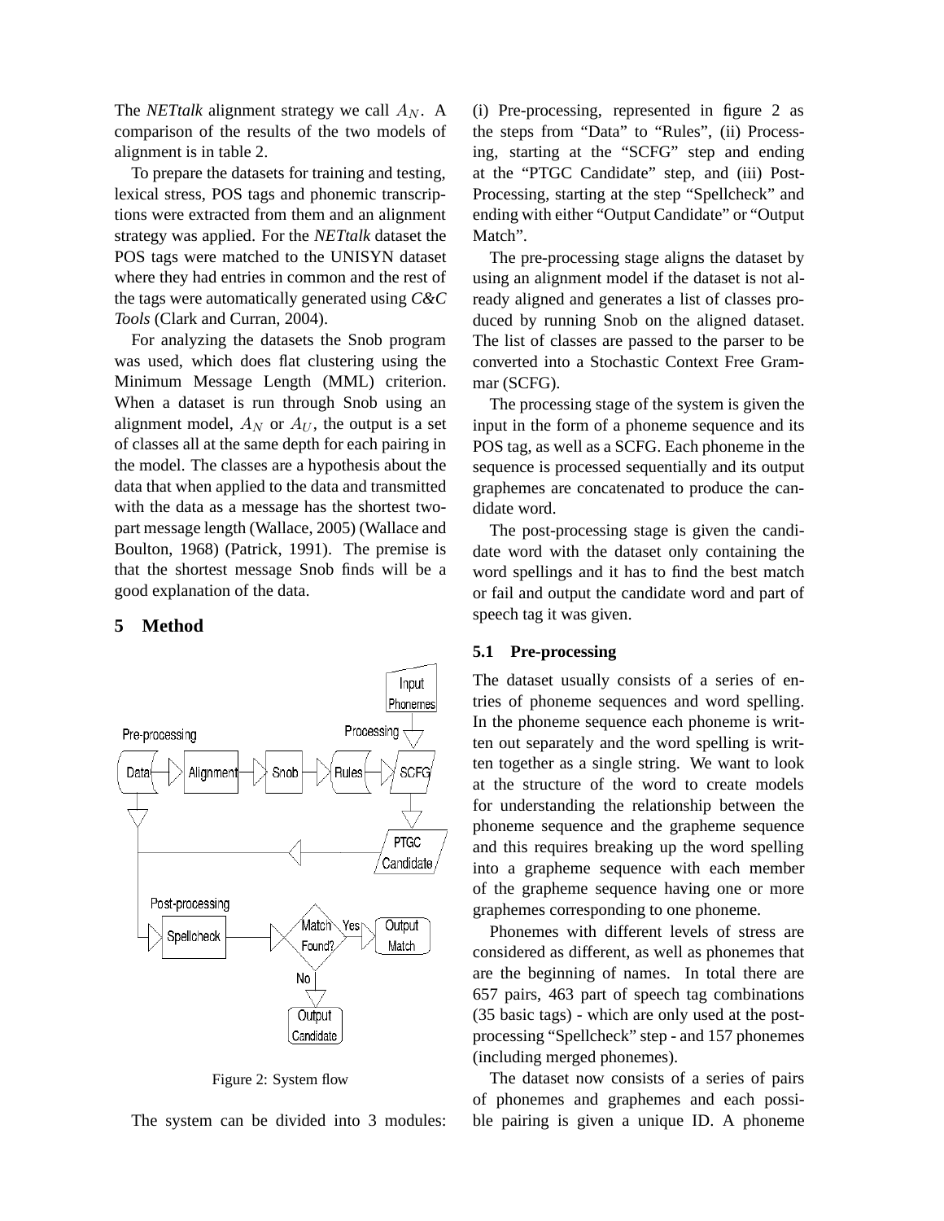The *NETtalk* alignment strategy we call $A_N$. A comparison of the results of the two models of alignment is in table 2.

To prepare the datasets for training and testing, lexical stress, POS tags and phonemic transcriptions were extracted from them and an alignment strategy was applied. For the *NETtalk* dataset the POS tags were matched to the UNISYN dataset where they had entries in common and the rest of the tags were automatically generated using *C&C Tools* (Clark and Curran, 2004).

For analyzing the datasets the Snob program was used, which does flat clustering using the Minimum Message Length (MML) criterion. When a dataset is run through Snob using an alignment model, $A_N$ or $A_U$, the output is a set of classes all at the same depth for each pairing in the model. The classes are a hypothesis about the data that when applied to the data and transmitted with the data as a message has the shortest two-part message length (Wallace, 2005) (Wallace and Boulton, 1968) (Patrick, 1991). The premise is that the shortest message Snob finds will be a good explanation of the data.

## 5 Method

Input
Phonemes
Processing
Pre-processing
Data
Alignment
Snob
Rules
SCFG
PTGC
Candidate
Post-processing
Spellcheck
Match
Found?
Yes
Output
Match
No
Output
Candidate

Figure 2: System flow

The system can be divided into 3 modules: (i) Pre-processing, represented in figure 2 as the steps from "Data" to "Rules", (ii) Processing, starting at the "SCFG" step and ending at the "PTGC Candidate" step, and (iii) Post-Processing, starting at the step "Spellcheck" and ending with either "Output Candidate" or "Output Match".

The pre-processing stage aligns the dataset by using an alignment model if the dataset is not already aligned and generates a list of classes produced by running Snob on the aligned dataset. The list of classes are passed to the parser to be converted into a Stochastic Context Free Grammar (SCFG).

The processing stage of the system is given the input in the form of a phoneme sequence and its POS tag, as well as a SCFG. Each phoneme in the sequence is processed sequentially and its output graphemes are concatenated to produce the candidate word.

The post-processing stage is given the candidate word with the dataset only containing the word spellings and it has to find the best match or fail and output the candidate word and part of speech tag it was given.

### 5.1 Pre-processing

The dataset usually consists of a series of entries of phoneme sequences and word spelling. In the phoneme sequence each phoneme is written out separately and the word spelling is written together as a single string. We want to look at the structure of the word to create models for understanding the relationship between the phoneme sequence and the grapheme sequence and this requires breaking up the word spelling into a grapheme sequence with each member of the grapheme sequence having one or more graphemes corresponding to one phoneme.

Phonemes with different levels of stress are considered as different, as well as phonemes that are the beginning of names. In total there are 657 pairs, 463 part of speech tag combinations (35 basic tags) - which are only used at the post-processing "Spellcheck" step - and 157 phonemes (including merged phonemes).

The dataset now consists of a series of pairs of phonemes and graphemes and each possible pairing is given a unique ID. A phoneme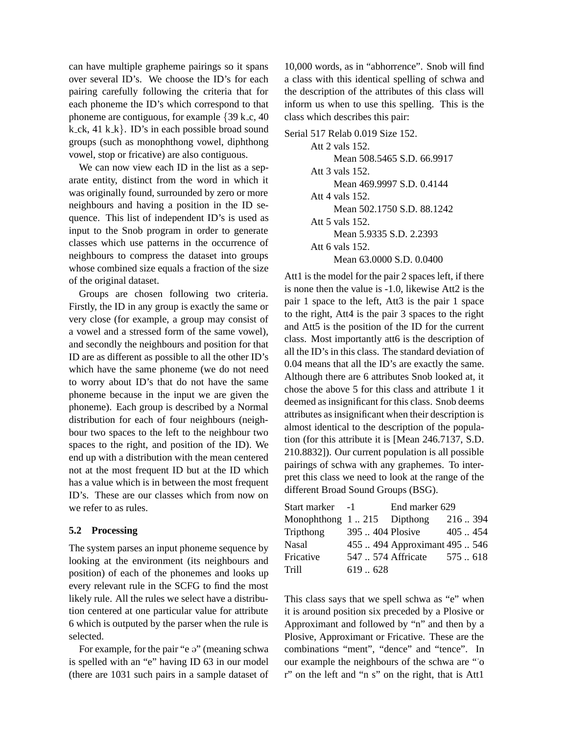can have multiple grapheme pairings so it spans over several ID's. We choose the ID's for each pairing carefully following the criteria that for each phoneme the ID's which correspond to that phoneme are contiguous, for example {39 k_c, 40 k_ck, 41 k_k}. ID's in each possible broad sound groups (such as monophthong vowel, diphthong vowel, stop or fricative) are also contiguous.

We can now view each ID in the list as a separate entity, distinct from the word in which it was originally found, surrounded by zero or more neighbours and having a position in the ID sequence. This list of independent ID's is used as input to the Snob program in order to generate classes which use patterns in the occurrence of neighbours to compress the dataset into groups whose combined size equals a fraction of the size of the original dataset.

Groups are chosen following two criteria. Firstly, the ID in any group is exactly the same or very close (for example, a group may consist of a vowel and a stressed form of the same vowel), and secondly the neighbours and position for that ID are as different as possible to all the other ID's which have the same phoneme (we do not need to worry about ID's that do not have the same phoneme because in the input we are given the phoneme). Each group is described by a Normal distribution for each of four neighbours (neighbour two spaces to the left to the neighbour two spaces to the right, and position of the ID). We end up with a distribution with the mean centered not at the most frequent ID but at the ID which has a value which is in between the most frequent ID's. These are our classes which from now on we refer to as rules.

### 5.2 Processing

The system parses an input phoneme sequence by looking at the environment (its neighbours and position) of each of the phonemes and looks up every relevant rule in the SCFG to find the most likely rule. All the rules we select have a distribution centered at one particular value for attribute 6 which is outputed by the parser when the rule is selected.

For example, for the pair "e ə" (meaning schwa is spelled with an "e" having ID 63 in our model (there are 1031 such pairs in a sample dataset of 10,000 words, as in "abhorr*e*nce". Snob will find a class with this identical spelling of schwa and the description of the attributes of this class will inform us when to use this spelling. This is the class which describes this pair:

Serial 517 Relab 0.019 Size 152.
  Att 2 vals 152.
    Mean 508.5465 S.D. 66.9917
  Att 3 vals 152.
    Mean 469.9997 S.D. 0.4144
  Att 4 vals 152.
    Mean 502.1750 S.D. 88.1242
  Att 5 vals 152.
    Mean 5.9335 S.D. 2.2393
  Att 6 vals 152.
    Mean 63.0000 S.D. 0.0400

Att1 is the model for the pair 2 spaces left, if there is none then the value is -1.0, likewise Att2 is the pair 1 space to the left, Att3 is the pair 1 space to the right, Att4 is the pair 3 spaces to the right and Att5 is the position of the ID for the current class. Most importantly att6 is the description of all the ID's in this class. The standard deviation of 0.04 means that all the ID's are exactly the same. Although there are 6 attributes Snob looked at, it chose the above 5 for this class and attribute 1 it deemed as insignificant for this class. Snob deems attributes as insignificant when their description is almost identical to the description of the population (for this attribute it is [Mean 246.7137, S.D. 210.8832]). Our current population is all possible pairings of schwa with any graphemes. To interpret this class we need to look at the range of the different Broad Sound Groups (BSG).

| | | | |
|---|---|---|---|
| Start marker | -1 | End marker | 629 |
| Monophthong | 1 .. 215 | Dipthong | 216 .. 394 |
| Tripthong | 395 .. 404 | Plosive | 405 .. 454 |
| Nasal | 455 .. 494 | Approximant | 495 .. 546 |
| Fricative | 547 .. 574 | Affricate | 575 .. 618 |
| Trill | 619 .. 628 | | |

This class says that we spell schwa as "e" when it is around position six preceded by a Plosive or Approximant and followed by "n" and then by a Plosive, Approximant or Fricative. These are the combinations "ment", "dence" and "tence". In our example the neighbours of the schwa are "ˈo r" on the left and "n s" on the right, that is Att1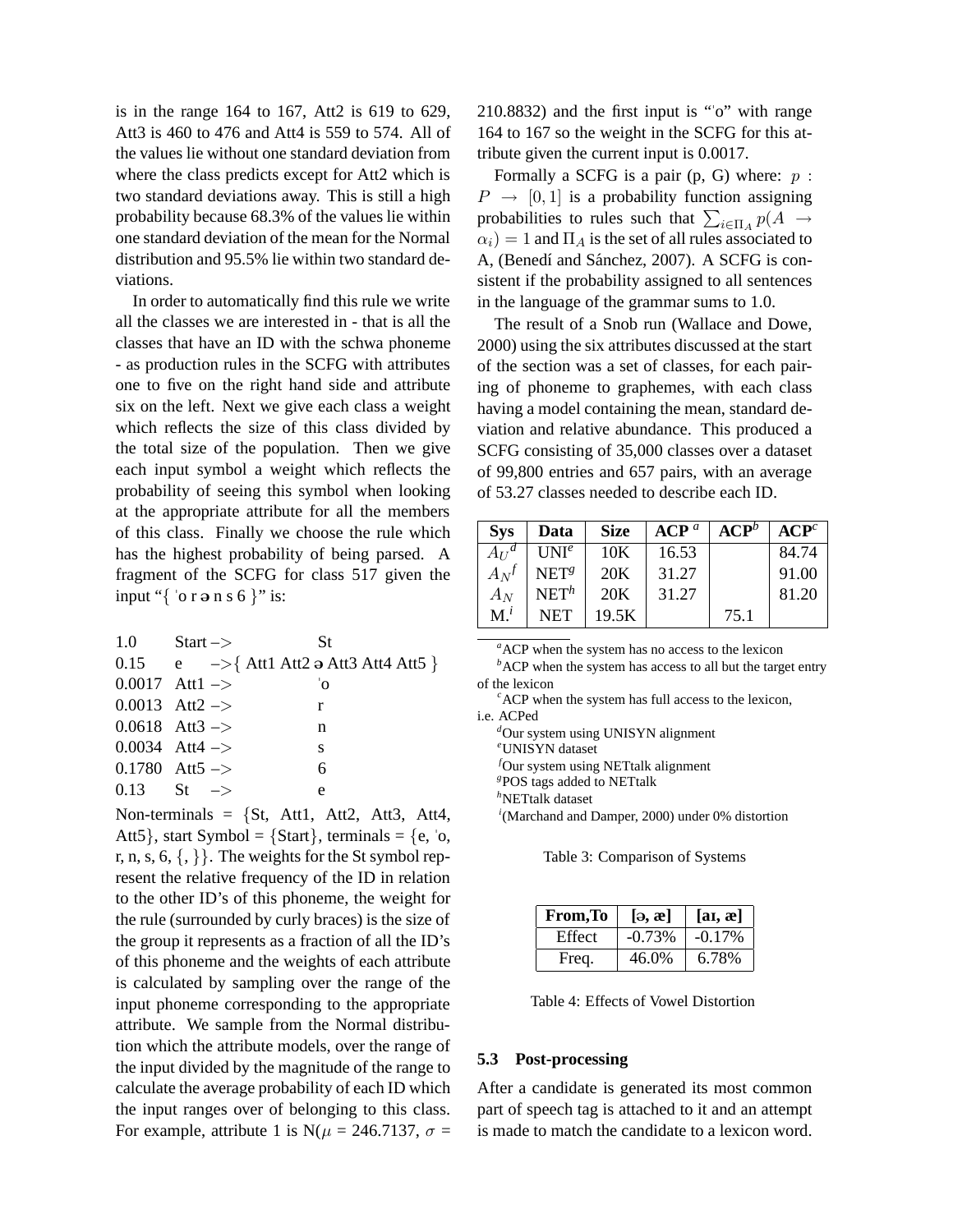is in the range 164 to 167, Att2 is 619 to 629, Att3 is 460 to 476 and Att4 is 559 to 574. All of the values lie without one standard deviation from where the class predicts except for Att2 which is two standard deviations away. This is still a high probability because 68.3% of the values lie within one standard deviation of the mean for the Normal distribution and 95.5% lie within two standard deviations.

In order to automatically find this rule we write all the classes we are interested in - that is all the classes that have an ID with the schwa phoneme - as production rules in the SCFG with attributes one to five on the right hand side and attribute six on the left. Next we give each class a weight which reflects the size of this class divided by the total size of the population. Then we give each input symbol a weight which reflects the probability of seeing this symbol when looking at the appropriate attribute for all the members of this class. Finally we choose the rule which has the highest probability of being parsed. A fragment of the SCFG for class 517 given the input "{ ˈo r ə n s 6 }" is:

```
1.0     Start –>          St
0.15    e     –>{ Att1 Att2 ə Att3 Att4 Att5 }
0.0017  Att1 –>           ˈo
0.0013  Att2 –>           r
0.0618  Att3 –>           n
0.0034  Att4 –>           s
0.1780  Att5 –>           6
0.13    St   –>           e
```

Non-terminals = {St, Att1, Att2, Att3, Att4, Att5}, start Symbol = {Start}, terminals = {e, ˈo, r, n, s, 6, {, }}. The weights for the St symbol represent the relative frequency of the ID in relation to the other ID's of this phoneme, the weight for the rule (surrounded by curly braces) is the size of the group it represents as a fraction of all the ID's of this phoneme and the weights of each attribute is calculated by sampling over the range of the input phoneme corresponding to the appropriate attribute. We sample from the Normal distribution which the attribute models, over the range of the input divided by the magnitude of the range to calculate the average probability of each ID which the input ranges over of belonging to this class. For example, attribute 1 is N($\mu$ = 246.7137, $\sigma$ = 210.8832) and the first input is "ˈo" with range 164 to 167 so the weight in the SCFG for this attribute given the current input is 0.0017.

Formally a SCFG is a pair (p, G) where: $p : P \rightarrow [0, 1]$ is a probability function assigning probabilities to rules such that $\sum_{i \in \Pi_A} p(A \rightarrow \alpha_i) = 1$ and $\Pi_A$ is the set of all rules associated to A, (Benedí and Sánchez, 2007). A SCFG is consistent if the probability assigned to all sentences in the language of the grammar sums to 1.0.

The result of a Snob run (Wallace and Dowe, 2000) using the six attributes discussed at the start of the section was a set of classes, for each pairing of phoneme to graphemes, with each class having a model containing the mean, standard deviation and relative abundance. This produced a SCFG consisting of 35,000 classes over a dataset of 99,800 entries and 657 pairs, with an average of 53.27 classes needed to describe each ID.

| Sys | Data | Size | ACP [a] | ACP[b] | ACP[c] |
|---|---|---|---|---|---|
| $A_U$[d] | UNI[e] | 10K | 16.53 | | 84.74 |
| $A_N$[f] | NET[g] | 20K | 31.27 | | 91.00 |
| $A_N$ | NET[h] | 20K | 31.27 | | 81.20 |
| M.[i] | NET | 19.5K | | 75.1 | |

[a]ACP when the system has no access to the lexicon
[b]ACP when the system has access to all but the target entry of the lexicon
[c]ACP when the system has full access to the lexicon, i.e. ACPed
[d]Our system using UNISYN alignment
[e]UNISYN dataset
[f]Our system using NETtalk alignment
[g]POS tags added to NETtalk
[h]NETtalk dataset
[i](Marchand and Damper, 2000) under 0% distortion

Table 3: Comparison of Systems

| From,To | [ə, æ] | [aɪ, æ] |
|---|---|---|
| Effect | -0.73% | -0.17% |
| Freq. | 46.0% | 6.78% |

Table 4: Effects of Vowel Distortion

### 5.3 Post-processing

After a candidate is generated its most common part of speech tag is attached to it and an attempt is made to match the candidate to a lexicon word.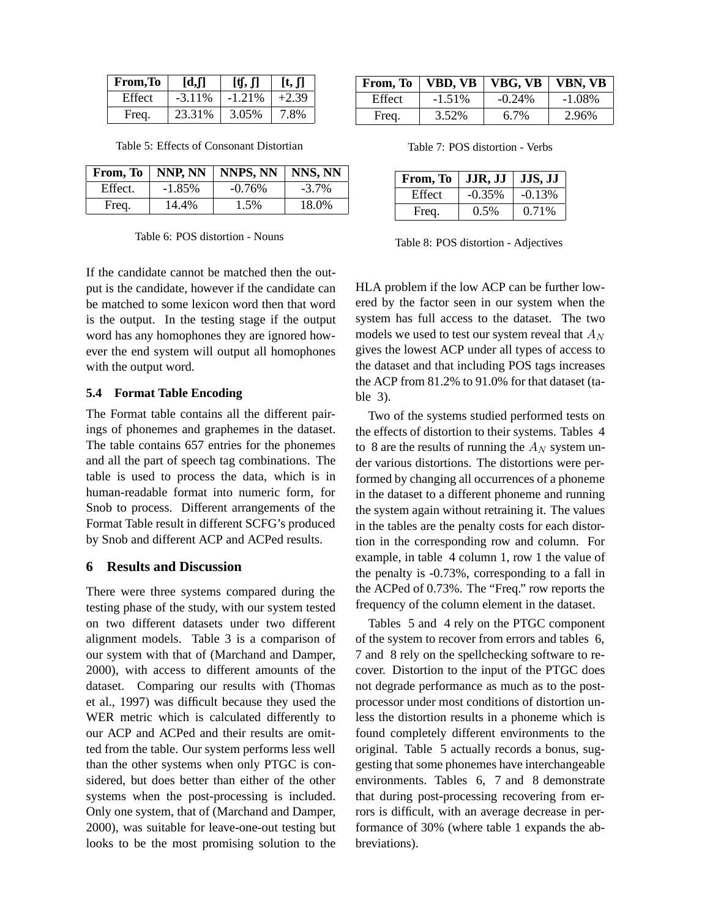| From,To | [d,ʃ] | [ʧ, ʃ] | [t, ʃ] |
|---|---|---|---|
| Effect | -3.11% | -1.21% | +2.39 |
| Freq. | 23.31% | 3.05% | 7.8% |

Table 5: Effects of Consonant Distortian

| From, To | NNP, NN | NNPS, NN | NNS, NN |
|---|---|---|---|
| Effect. | -1.85% | -0.76% | -3.7% |
| Freq. | 14.4% | 1.5% | 18.0% |

Table 6: POS distortion - Nouns

| From, To | VBD, VB | VBG, VB | VBN, VB |
|---|---|---|---|
| Effect | -1.51% | -0.24% | -1.08% |
| Freq. | 3.52% | 6.7% | 2.96% |

Table 7: POS distortion - Verbs

| From, To | JJR, JJ | JJS, JJ |
|---|---|---|
| Effect | -0.35% | -0.13% |
| Freq. | 0.5% | 0.71% |

Table 8: POS distortion - Adjectives

If the candidate cannot be matched then the output is the candidate, however if the candidate can be matched to some lexicon word then that word is the output. In the testing stage if the output word has any homophones they are ignored however the end system will output all homophones with the output word.

### 5.4 Format Table Encoding

The Format table contains all the different pairings of phonemes and graphemes in the dataset. The table contains 657 entries for the phonemes and all the part of speech tag combinations. The table is used to process the data, which is in human-readable format into numeric form, for Snob to process. Different arrangements of the Format Table result in different SCFG's produced by Snob and different ACP and ACPed results.

## 6 Results and Discussion

There were three systems compared during the testing phase of the study, with our system tested on two different datasets under two different alignment models. Table 3 is a comparison of our system with that of (Marchand and Damper, 2000), with access to different amounts of the dataset. Comparing our results with (Thomas et al., 1997) was difficult because they used the WER metric which is calculated differently to our ACP and ACPed and their results are omitted from the table. Our system performs less well than the other systems when only PTGC is considered, but does better than either of the other systems when the post-processing is included. Only one system, that of (Marchand and Damper, 2000), was suitable for leave-one-out testing but looks to be the most promising solution to the HLA problem if the low ACP can be further lowered by the factor seen in our system when the system has full access to the dataset. The two models we used to test our system reveal that $A_N$ gives the lowest ACP under all types of access to the dataset and that including POS tags increases the ACP from 81.2% to 91.0% for that dataset (table 3).

Two of the systems studied performed tests on the effects of distortion to their systems. Tables 4 to 8 are the results of running the $A_N$ system under various distortions. The distortions were performed by changing all occurrences of a phoneme in the dataset to a different phoneme and running the system again without retraining it. The values in the tables are the penalty costs for each distortion in the corresponding row and column. For example, in table 4 column 1, row 1 the value of the penalty is -0.73%, corresponding to a fall in the ACPed of 0.73%. The "Freq." row reports the frequency of the column element in the dataset.

Tables 5 and 4 rely on the PTGC component of the system to recover from errors and tables 6, 7 and 8 rely on the spellchecking software to recover. Distortion to the input of the PTGC does not degrade performance as much as to the post-processor under most conditions of distortion unless the distortion results in a phoneme which is found completely different environments to the original. Table 5 actually records a bonus, suggesting that some phonemes have interchangeable environments. Tables 6, 7 and 8 demonstrate that during post-processing recovering from errors is difficult, with an average decrease in performance of 30% (where table 1 expands the abbreviations).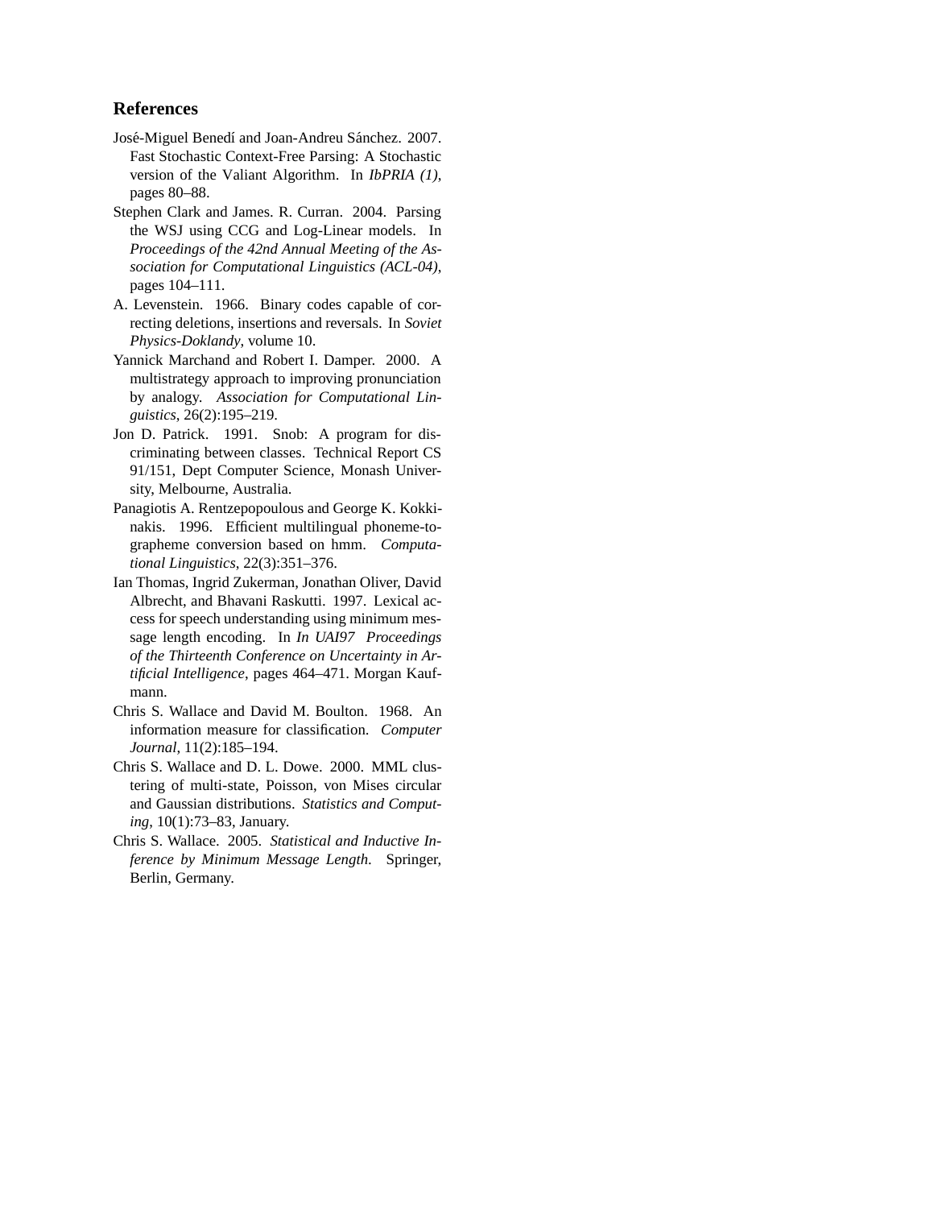## References

José-Miguel Benedí and Joan-Andreu Sánchez. 2007. Fast Stochastic Context-Free Parsing: A Stochastic version of the Valiant Algorithm. In *IbPRIA (1)*, pages 80–88.

Stephen Clark and James. R. Curran. 2004. Parsing the WSJ using CCG and Log-Linear models. In *Proceedings of the 42nd Annual Meeting of the Association for Computational Linguistics (ACL-04)*, pages 104–111.

A. Levenstein. 1966. Binary codes capable of correcting deletions, insertions and reversals. In *Soviet Physics-Doklandy*, volume 10.

Yannick Marchand and Robert I. Damper. 2000. A multistrategy approach to improving pronunciation by analogy. *Association for Computational Linguistics*, 26(2):195–219.

Jon D. Patrick. 1991. Snob: A program for discriminating between classes. Technical Report CS 91/151, Dept Computer Science, Monash University, Melbourne, Australia.

Panagiotis A. Rentzepopoulous and George K. Kokkinakis. 1996. Efficient multilingual phoneme-to-grapheme conversion based on hmm. *Computational Linguistics*, 22(3):351–376.

Ian Thomas, Ingrid Zukerman, Jonathan Oliver, David Albrecht, and Bhavani Raskutti. 1997. Lexical access for speech understanding using minimum message length encoding. In *In UAI97 Proceedings of the Thirteenth Conference on Uncertainty in Artificial Intelligence*, pages 464–471. Morgan Kaufmann.

Chris S. Wallace and David M. Boulton. 1968. An information measure for classification. *Computer Journal*, 11(2):185–194.

Chris S. Wallace and D. L. Dowe. 2000. MML clustering of multi-state, Poisson, von Mises circular and Gaussian distributions. *Statistics and Computing*, 10(1):73–83, January.

Chris S. Wallace. 2005. *Statistical and Inductive Inference by Minimum Message Length*. Springer, Berlin, Germany.